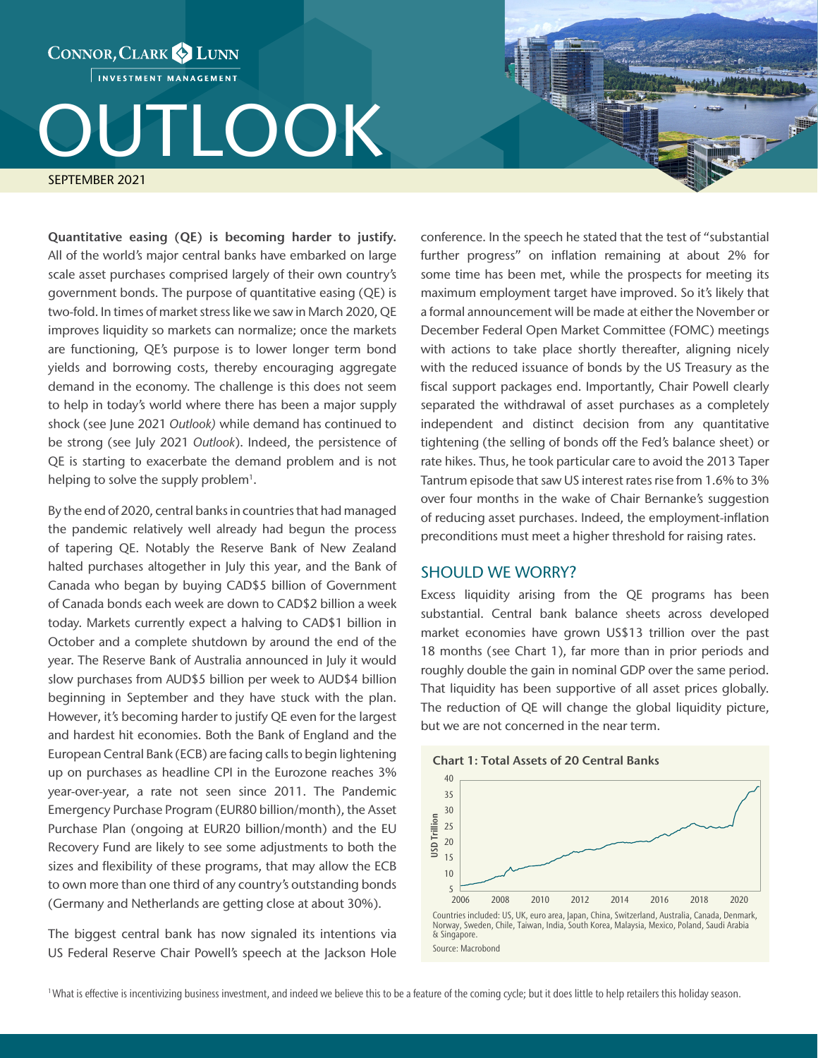CONNOR, CLARK LUNN

INVESTMENT MANAGEMENT

# OUTLOOK

SEPTEMBER 2021

**Quantitative easing (QE) is becoming harder to justify.** All of the world's major central banks have embarked on large scale asset purchases comprised largely of their own country's government bonds. The purpose of quantitative easing (QE) is two-fold. In times of market stress like we saw in March 2020, QE improves liquidity so markets can normalize; once the markets are functioning, QE's purpose is to lower longer term bond yields and borrowing costs, thereby encouraging aggregate demand in the economy. The challenge is this does not seem to help in today's world where there has been a major supply shock (see June 2021 *Outlook)* while demand has continued to be strong (see July 2021 *Outlook*). Indeed, the persistence of QE is starting to exacerbate the demand problem and is not helping to solve the supply problem[1].

By the end of 2020, central banks in countries that had managed the pandemic relatively well already had begun the process of tapering QE. Notably the Reserve Bank of New Zealand halted purchases altogether in July this year, and the Bank of Canada who began by buying CAD$5 billion of Government of Canada bonds each week are down to CAD$2 billion a week today. Markets currently expect a halving to CAD$1 billion in October and a complete shutdown by around the end of the year. The Reserve Bank of Australia announced in July it would slow purchases from AUD$5 billion per week to AUD$4 billion beginning in September and they have stuck with the plan. However, it's becoming harder to justify QE even for the largest and hardest hit economies. Both the Bank of England and the European Central Bank (ECB) are facing calls to begin lightening up on purchases as headline CPI in the Eurozone reaches 3% year-over-year, a rate not seen since 2011. The Pandemic Emergency Purchase Program (EUR80 billion/month), the Asset Purchase Plan (ongoing at EUR20 billion/month) and the EU Recovery Fund are likely to see some adjustments to both the sizes and flexibility of these programs, that may allow the ECB to own more than one third of any country's outstanding bonds (Germany and Netherlands are getting close at about 30%).

The biggest central bank has now signaled its intentions via US Federal Reserve Chair Powell's speech at the Jackson Hole conference. In the speech he stated that the test of "substantial further progress" on inflation remaining at about 2% for some time has been met, while the prospects for meeting its maximum employment target have improved. So it's likely that a formal announcement will be made at either the November or December Federal Open Market Committee (FOMC) meetings with actions to take place shortly thereafter, aligning nicely with the reduced issuance of bonds by the US Treasury as the fiscal support packages end. Importantly, Chair Powell clearly separated the withdrawal of asset purchases as a completely independent and distinct decision from any quantitative tightening (the selling of bonds off the Fed's balance sheet) or rate hikes. Thus, he took particular care to avoid the 2013 Taper Tantrum episode that saw US interest rates rise from 1.6% to 3% over four months in the wake of Chair Bernanke's suggestion of reducing asset purchases. Indeed, the employment-inflation preconditions must meet a higher threshold for raising rates.

## SHOULD WE WORRY?

Excess liquidity arising from the QE programs has been substantial. Central bank balance sheets across developed market economies have grown US$13 trillion over the past 18 months (see Chart 1), far more than in prior periods and roughly double the gain in nominal GDP over the same period. That liquidity has been supportive of all asset prices globally. The reduction of QE will change the global liquidity picture, but we are not concerned in the near term.

**Chart 1: Total Assets of 20 Central Banks**

USD Trillion

40
35
30
25
20
15
10
5

2006 2008 2010 2012 2014 2016 2018 2020

Countries included: US, UK, euro area, Japan, China, Switzerland, Australia, Canada, Denmark, Norway, Sweden, Chile, Taiwan, India, South Korea, Malaysia, Mexico, Poland, Saudi Arabia & Singapore.

Source: Macrobond

[1] What is effective is incentivizing business investment, and indeed we believe this to be a feature of the coming cycle; but it does little to help retailers this holiday season.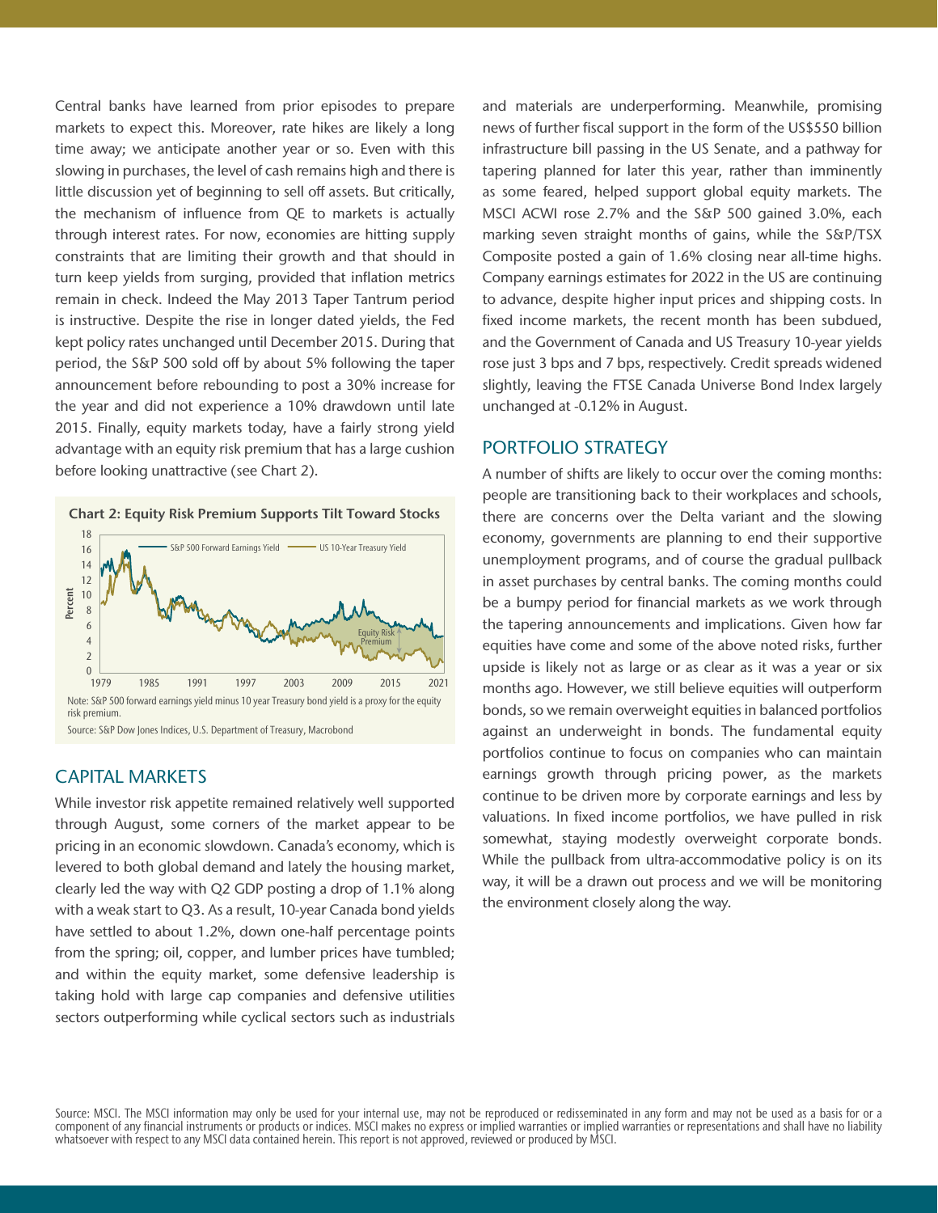Central banks have learned from prior episodes to prepare markets to expect this. Moreover, rate hikes are likely a long time away; we anticipate another year or so. Even with this slowing in purchases, the level of cash remains high and there is little discussion yet of beginning to sell off assets. But critically, the mechanism of influence from QE to markets is actually through interest rates. For now, economies are hitting supply constraints that are limiting their growth and that should in turn keep yields from surging, provided that inflation metrics remain in check. Indeed the May 2013 Taper Tantrum period is instructive. Despite the rise in longer dated yields, the Fed kept policy rates unchanged until December 2015. During that period, the S&P 500 sold off by about 5% following the taper announcement before rebounding to post a 30% increase for the year and did not experience a 10% drawdown until late 2015. Finally, equity markets today, have a fairly strong yield advantage with an equity risk premium that has a large cushion before looking unattractive (see Chart 2).

**Chart 2: Equity Risk Premium Supports Tilt Toward Stocks**

S&P 500 Forward Earnings Yield
US 10-Year Treasury Yield
Percent
18
16
14
12
10
8
6
4
2
0
1979
1985
1991
1997
2003
2009
2015
2021
Equity Risk Premium

Note: S&P 500 forward earnings yield minus 10 year Treasury bond yield is a proxy for the equity risk premium.

Source: S&P Dow Jones Indices, U.S. Department of Treasury, Macrobond

## CAPITAL MARKETS

While investor risk appetite remained relatively well supported through August, some corners of the market appear to be pricing in an economic slowdown. Canada's economy, which is levered to both global demand and lately the housing market, clearly led the way with Q2 GDP posting a drop of 1.1% along with a weak start to Q3. As a result, 10-year Canada bond yields have settled to about 1.2%, down one-half percentage points from the spring; oil, copper, and lumber prices have tumbled; and within the equity market, some defensive leadership is taking hold with large cap companies and defensive utilities sectors outperforming while cyclical sectors such as industrials and materials are underperforming. Meanwhile, promising news of further fiscal support in the form of the US$550 billion infrastructure bill passing in the US Senate, and a pathway for tapering planned for later this year, rather than imminently as some feared, helped support global equity markets. The MSCI ACWI rose 2.7% and the S&P 500 gained 3.0%, each marking seven straight months of gains, while the S&P/TSX Composite posted a gain of 1.6% closing near all-time highs. Company earnings estimates for 2022 in the US are continuing to advance, despite higher input prices and shipping costs. In fixed income markets, the recent month has been subdued, and the Government of Canada and US Treasury 10-year yields rose just 3 bps and 7 bps, respectively. Credit spreads widened slightly, leaving the FTSE Canada Universe Bond Index largely unchanged at -0.12% in August.

## PORTFOLIO STRATEGY

A number of shifts are likely to occur over the coming months: people are transitioning back to their workplaces and schools, there are concerns over the Delta variant and the slowing economy, governments are planning to end their supportive unemployment programs, and of course the gradual pullback in asset purchases by central banks. The coming months could be a bumpy period for financial markets as we work through the tapering announcements and implications. Given how far equities have come and some of the above noted risks, further upside is likely not as large or as clear as it was a year or six months ago. However, we still believe equities will outperform bonds, so we remain overweight equities in balanced portfolios against an underweight in bonds. The fundamental equity portfolios continue to focus on companies who can maintain earnings growth through pricing power, as the markets continue to be driven more by corporate earnings and less by valuations. In fixed income portfolios, we have pulled in risk somewhat, staying modestly overweight corporate bonds. While the pullback from ultra-accommodative policy is on its way, it will be a drawn out process and we will be monitoring the environment closely along the way.

Source: MSCI. The MSCI information may only be used for your internal use, may not be reproduced or redisseminated in any form and may not be used as a basis for or a component of any financial instruments or products or indices. MSCI makes no express or implied warranties or implied warranties or representations and shall have no liability whatsoever with respect to any MSCI data contained herein. This report is not approved, reviewed or produced by MSCI.